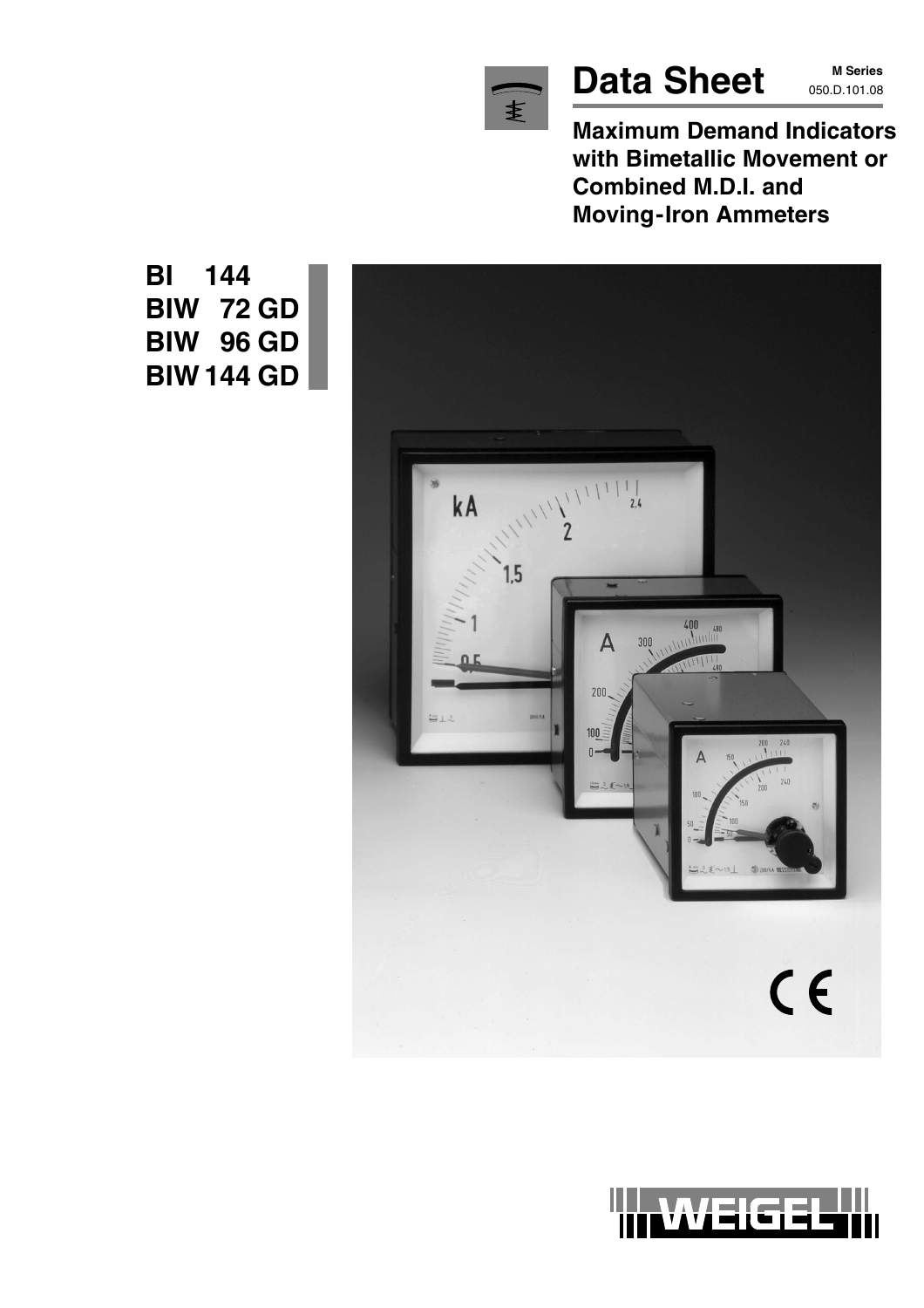# Data Sheet

**M Series**
050.D.101.08

**Maximum Demand Indicators with Bimetallic Movement or Combined M.D.I. and Moving-Iron Ammeters**

**BI 144**
**BIW 72 GD**
**BIW 96 GD**
**BIW 144 GD**

WEIGEL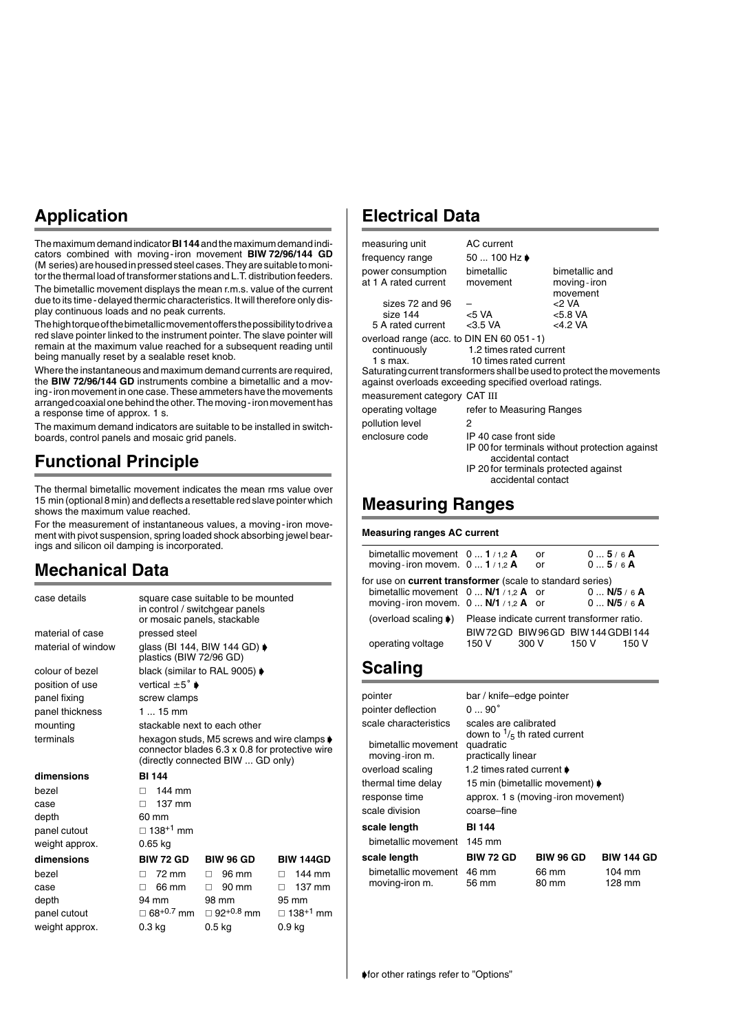## Application

The maximum demand indicator **BI 144** and the maximum demand indicators combined with moving-iron movement **BIW 72/96/144 GD** (M series) are housed in pressed steel cases. They are suitable to monitor the thermal load of transformer stations and L.T. distribution feeders.

The bimetallic movement displays the mean r.m.s. value of the current due to its time-delayed thermic characteristics. It will therefore only display continuous loads and no peak currents.

The high torque of the bimetallic movement offers the possibility to drive a red slave pointer linked to the instrument pointer. The slave pointer will remain at the maximum value reached for a subsequent reading until being manually reset by a sealable reset knob.

Where the instantaneous and maximum demand currents are required, the **BIW 72/96/144 GD** instruments combine a bimetallic and a moving-iron movement in one case. These ammeters have the movements arranged coaxial one behind the other. The moving-iron movement has a response time of approx. 1 s.

The maximum demand indicators are suitable to be installed in switchboards, control panels and mosaic grid panels.

## Functional Principle

The thermal bimetallic movement indicates the mean rms value over 15 min (optional 8 min) and deflects a resettable red slave pointer which shows the maximum value reached.

For the measurement of instantaneous values, a moving-iron movement with pivot suspension, spring loaded shock absorbing jewel bearings and silicon oil damping is incorporated.

## Mechanical Data

| | |
|---|---|
| case details | square case suitable to be mounted in control / switchgear panels or mosaic panels, stackable |
| material of case | pressed steel |
| material of window | glass (BI 144, BIW 144 GD) ➧ plastics (BIW 72/96 GD) |
| colour of bezel | black (similar to RAL 9005) ➧ |
| position of use | vertical ±5° ➧ |
| panel fixing | screw clamps |
| panel thickness | 1 ... 15 mm |
| mounting | stackable next to each other |
| terminals | hexagon studs, M5 screws and wire clamps ➧ connector blades 6.3 x 0.8 for protective wire (directly connected BIW ... GD only) |

| **dimensions** | **BI 144** |
|---|---|
| bezel | □ 144 mm |
| case | □ 137 mm |
| depth | 60 mm |
| panel cutout | □ $138^{+1}$ mm |
| weight approx. | 0.65 kg |

| **dimensions** | **BIW 72 GD** | **BIW 96 GD** | **BIW 144GD** |
|---|---|---|---|
| bezel | □ 72 mm | □ 96 mm | □ 144 mm |
| case | □ 66 mm | □ 90 mm | □ 137 mm |
| depth | 94 mm | 98 mm | 95 mm |
| panel cutout | □ $68^{+0.7}$ mm | □ $92^{+0.8}$ mm | □ $138^{+1}$ mm |
| weight approx. | 0.3 kg | 0.5 kg | 0.9 kg |

## Electrical Data

| | | |
|---|---|---|
| measuring unit | AC current | |
| frequency range | 50 ... 100 Hz ➧ | |
| power consumption at 1 A rated current | bimetallic movement | bimetallic and moving-iron movement |
| sizes 72 and 96 | – | <2 VA |
| size 144 | <5 VA | <5.8 VA |
| 5 A rated current | <3.5 VA | <4.2 VA |

overload range (acc. to DIN EN 60 051-1)
- continuously: 1.2 times rated current
- 1 s max.: 10 times rated current

Saturating current transformers shall be used to protect the movements against overloads exceeding specified overload ratings.

| | |
|---|---|
| measurement category | CAT III |
| operating voltage | refer to Measuring Ranges |
| pollution level | 2 |
| enclosure code | IP 40 case front side<br>IP 00 for terminals without protection against accidental contact<br>IP 20 for terminals protected against accidental contact |

## Measuring Ranges

**Measuring ranges AC current**

| | | | |
|---|---|---|---|
| bimetallic movement | 0 ... **1** / 1,2 **A** | or | 0 ... **5** / 6 **A** |
| moving-iron movem. | 0 ... **1** / 1,2 **A** | or | 0 ... **5** / 6 **A** |

for use on **current transformer** (scale to standard series)

| | | | |
|---|---|---|---|
| bimetallic movement | 0 ... **N/1** / 1,2 **A** | or | 0 ... **N/5** / 6 **A** |
| moving-iron movem. | 0 ... **N/1** / 1,2 **A** | or | 0 ... **N/5** / 6 **A** |

(overload scaling ➧) Please indicate current transformer ratio.

| | BIW 72 GD | BIW 96 GD | BIW 144 GD | BI 144 |
|---|---|---|---|---|
| operating voltage | 150 V | 300 V | 150 V | 150 V |

## Scaling

| | |
|---|---|
| pointer | bar / knife–edge pointer |
| pointer deflection | 0 ... 90° |
| scale characteristics | scales are calibrated down to $^1/_5$ th rated current |
| bimetallic movement | quadratic |
| moving-iron m. | practically linear |
| overload scaling | 1.2 times rated current ➧ |
| thermal time delay | 15 min (bimetallic movement) ➧ |
| response time | approx. 1 s (moving-iron movement) |
| scale division | coarse–fine |

| **scale length** | **BI 144** |
|---|---|
| bimetallic movement | 145 mm |

| **scale length** | **BIW 72 GD** | **BIW 96 GD** | **BIW 144 GD** |
|---|---|---|---|
| bimetallic movement | 46 mm | 66 mm | 104 mm |
| moving-iron m. | 56 mm | 80 mm | 128 mm |

➧ for other ratings refer to "Options"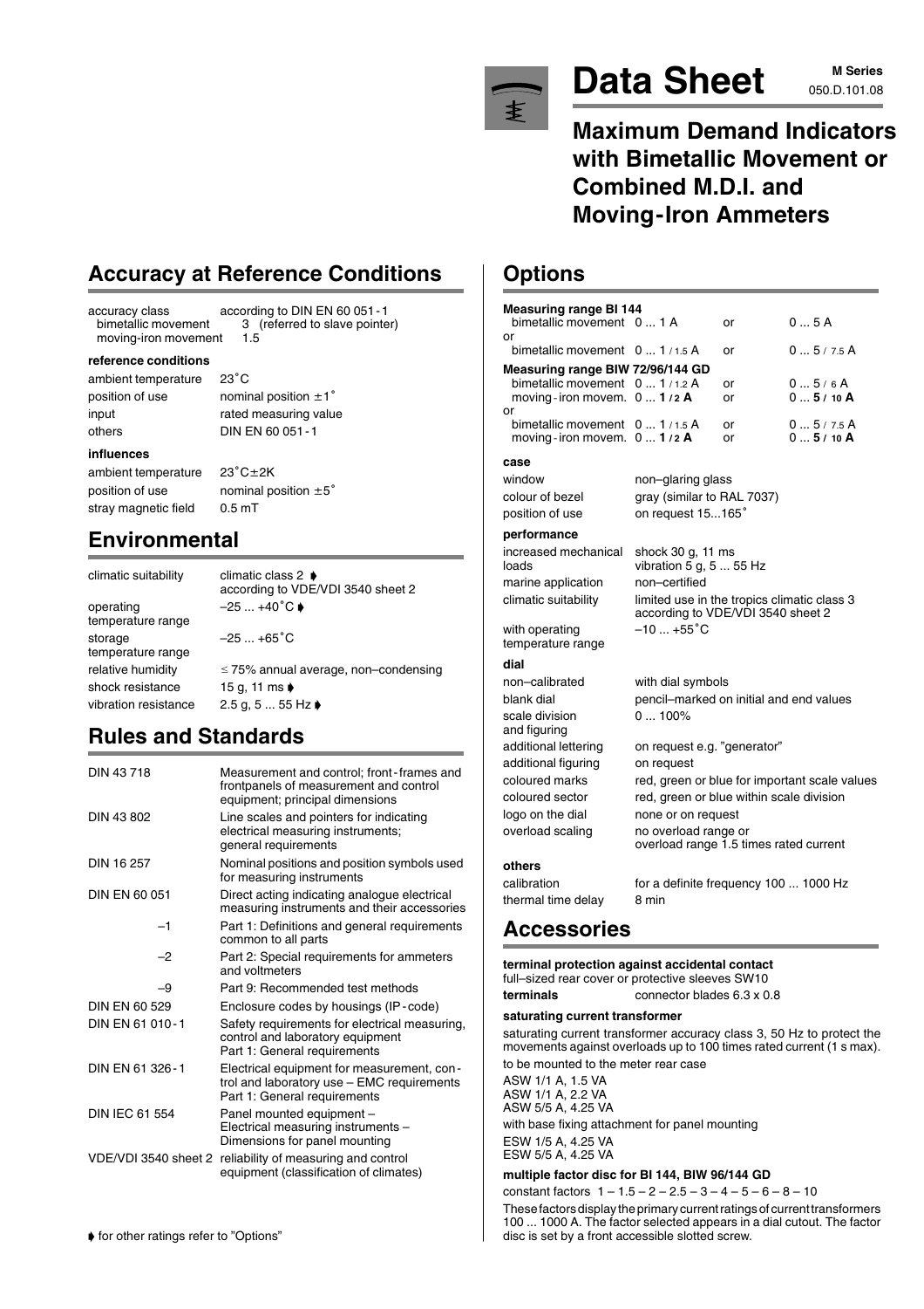# Data Sheet

**M Series**
050.D.101.08

## Maximum Demand Indicators with Bimetallic Movement or Combined M.D.I. and Moving-Iron Ammeters

## Accuracy at Reference Conditions

| | |
|---|---|
| accuracy class | according to DIN EN 60 051 - 1 |
| bimetallic movement | 3 (referred to slave pointer) |
| moving-iron movement | 1.5 |

**reference conditions**

| | |
|---|---|
| ambient temperature | 23˚C |
| position of use | nominal position ±1˚ |
| input | rated measuring value |
| others | DIN EN 60 051 - 1 |

**influences**

| | |
|---|---|
| ambient temperature | 23˚C±2K |
| position of use | nominal position ±5˚ |
| stray magnetic field | 0.5 mT |

## Environmental

| | |
|---|---|
| climatic suitability | climatic class 2 ➧ according to VDE/VDI 3540 sheet 2 |
| operating temperature range | –25 ... +40˚C ➧ |
| storage temperature range | –25 ... +65˚C |
| relative humidity | ≤ 75% annual average, non–condensing |
| shock resistance | 15 g, 11 ms ➧ |
| vibration resistance | 2.5 g, 5 ... 55 Hz ➧ |

## Rules and Standards

| | |
|---|---|
| DIN 43 718 | Measurement and control; front-frames and frontpanels of measurement and control equipment; principal dimensions |
| DIN 43 802 | Line scales and pointers for indicating electrical measuring instruments; general requirements |
| DIN 16 257 | Nominal positions and position symbols used for measuring instruments |
| DIN EN 60 051 | Direct acting indicating analogue electrical measuring instruments and their accessories |
| –1 | Part 1: Definitions and general requirements common to all parts |
| –2 | Part 2: Special requirements for ammeters and voltmeters |
| –9 | Part 9: Recommended test methods |
| DIN EN 60 529 | Enclosure codes by housings (IP-code) |
| DIN EN 61 010 - 1 | Safety requirements for electrical measuring, control and laboratory equipment Part 1: General requirements |
| DIN EN 61 326 - 1 | Electrical equipment for measurement, control and laboratory use – EMC requirements Part 1: General requirements |
| DIN IEC 61 554 | Panel mounted equipment – Electrical measuring instruments – Dimensions for panel mounting |
| VDE/VDI 3540 sheet 2 | reliability of measuring and control equipment (classification of climates) |

➧ for other ratings refer to "Options"

## Options

**Measuring range BI 144**

| | | | |
|---|---|---|---|
| bimetallic movement | 0 ... 1 A | or | 0 ... 5 A |
| or | | | |
| bimetallic movement | 0 ... 1 / 1.5 A | or | 0 ... 5 / 7.5 A |

**Measuring range BIW 72/96/144 GD**

| | | | |
|---|---|---|---|
| bimetallic movement | 0 ... 1 / 1.2 A | or | 0 ... 5 / 6 A |
| moving-iron movem. | 0 ... **1 / 2 A** | or | 0 ... **5 / 10 A** |
| or | | | |
| bimetallic movement | 0 ... 1 / 1.5 A | or | 0 ... 5 / 7.5 A |
| moving-iron movem. | 0 ... **1 / 2 A** | or | 0 ... **5 / 10 A** |

**case**

| | |
|---|---|
| window | non–glaring glass |
| colour of bezel | gray (similar to RAL 7037) |
| position of use | on request 15...165˚ |

**performance**

| | |
|---|---|
| increased mechanical loads | shock 30 g, 11 ms vibration 5 g, 5 ... 55 Hz |
| marine application | non–certified |
| climatic suitability | limited use in the tropics climatic class 3 according to VDE/VDI 3540 sheet 2 |
| with operating temperature range | –10 ... +55˚C |

**dial**

| | |
|---|---|
| non–calibrated | with dial symbols |
| blank dial | pencil–marked on initial and end values |
| scale division and figuring | 0 ... 100% |
| additional lettering | on request e.g. "generator" |
| additional figuring | on request |
| coloured marks | red, green or blue for important scale values |
| coloured sector | red, green or blue within scale division |
| logo on the dial | none or on request |
| overload scaling | no overload range or overload range 1.5 times rated current |

**others**

| | |
|---|---|
| calibration | for a definite frequency 100 ... 1000 Hz |
| thermal time delay | 8 min |

## Accessories

**terminal protection against accidental contact**
full–sized rear cover or protective sleeves SW10

**terminals** connector blades 6.3 x 0.8

**saturating current transformer**

saturating current transformer accuracy class 3, 50 Hz to protect the movements against overloads up to 100 times rated current (1 s max).

to be mounted to the meter rear case

ASW 1/1 A, 1.5 VA
ASW 1/1 A, 2.2 VA
ASW 5/5 A, 4.25 VA

with base fixing attachment for panel mounting

ESW 1/5 A, 4.25 VA
ESW 5/5 A, 4.25 VA

**multiple factor disc for BI 144, BIW 96/144 GD**

constant factors 1 – 1.5 – 2 – 2.5 – 3 – 4 – 5 – 6 – 8 – 10

These factors display the primary current ratings of current transformers 100 ... 1000 A. The factor selected appears in a dial cutout. The factor disc is set by a front accessible slotted screw.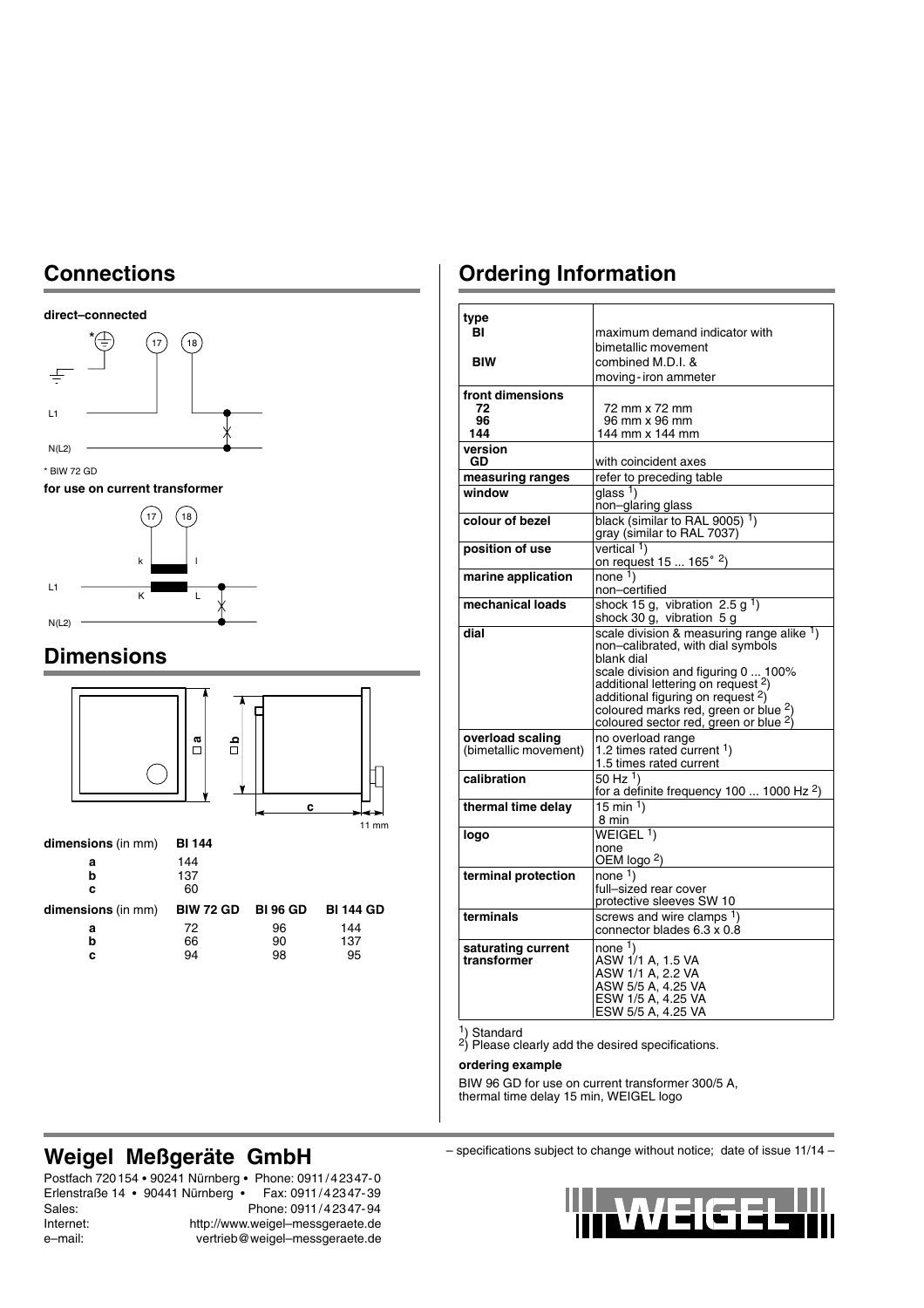## Connections

**direct–connected**

*
17
18
L1
N(L2)

* BIW 72 GD

**for use on current transformer**

17
18
k
l
K
L
L1
N(L2)

## Dimensions

□a
□b
c
11 mm

| dimensions (in mm) | BI 144 |
|---|---|
| a | 144 |
| b | 137 |
| c | 60 |

| dimensions (in mm) | BIW 72 GD | BI 96 GD | BI 144 GD |
|---|---|---|---|
| a | 72 | 96 | 144 |
| b | 66 | 90 | 137 |
| c | 94 | 98 | 95 |

## Ordering Information

| | |
|---|---|
| **type** | |
| **BI** | maximum demand indicator with bimetallic movement |
| **BIW** | combined M.D.I. & moving-iron ammeter |
| **front dimensions** | |
| **72** | 72 mm x 72 mm |
| **96** | 96 mm x 96 mm |
| **144** | 144 mm x 144 mm |
| **version** | |
| **GD** | with coincident axes |
| **measuring ranges** | refer to preceding table |
| **window** | glass [1])<br>non–glaring glass |
| **colour of bezel** | black (similar to RAL 9005) [1])<br>gray (similar to RAL 7037) |
| **position of use** | vertical [1])<br>on request 15 ... 165° [2]) |
| **marine application** | none [1])<br>non–certified |
| **mechanical loads** | shock 15 g, vibration 2.5 g [1])<br>shock 30 g, vibration 5 g |
| **dial** | scale division & measuring range alike [1])<br>non–calibrated, with dial symbols<br>blank dial<br>scale division and figuring 0 ... 100%<br>additional lettering on request [2])<br>additional figuring on request [2])<br>coloured marks red, green or blue [2])<br>coloured sector red, green or blue [2]) |
| **overload scaling** (bimetallic movement) | no overload range<br>1.2 times rated current [1])<br>1.5 times rated current |
| **calibration** | 50 Hz [1])<br>for a definite frequency 100 ... 1000 Hz [2]) |
| **thermal time delay** | 15 min [1])<br>8 min |
| **logo** | WEIGEL [1])<br>none<br>OEM logo [2]) |
| **terminal protection** | none [1])<br>full–sized rear cover<br>protective sleeves SW 10 |
| **terminals** | screws and wire clamps [1])<br>connector blades 6.3 x 0.8 |
| **saturating current transformer** | none [1])<br>ASW 1/1 A, 1.5 VA<br>ASW 1/1 A, 2.2 VA<br>ASW 5/5 A, 4.25 VA<br>ESW 1/5 A, 4.25 VA<br>ESW 5/5 A, 4.25 VA |

[1]) Standard
[2]) Please clearly add the desired specifications.

**ordering example**

BIW 96 GD for use on current transformer 300/5 A, thermal time delay 15 min, WEIGEL logo

## Weigel Meßgeräte GmbH

Postfach 720 154 • 90241 Nürnberg • Phone: 0911 / 4 23 47 - 0
Erlenstraße 14 • 90441 Nürnberg • Fax: 0911 / 4 23 47 - 39
Sales: Phone: 0911 / 4 23 47 - 94
Internet: http://www.weigel–messgeraete.de
e–mail: vertrieb@weigel–messgeraete.de

– specifications subject to change without notice; date of issue 11/14 –

WEIGEL